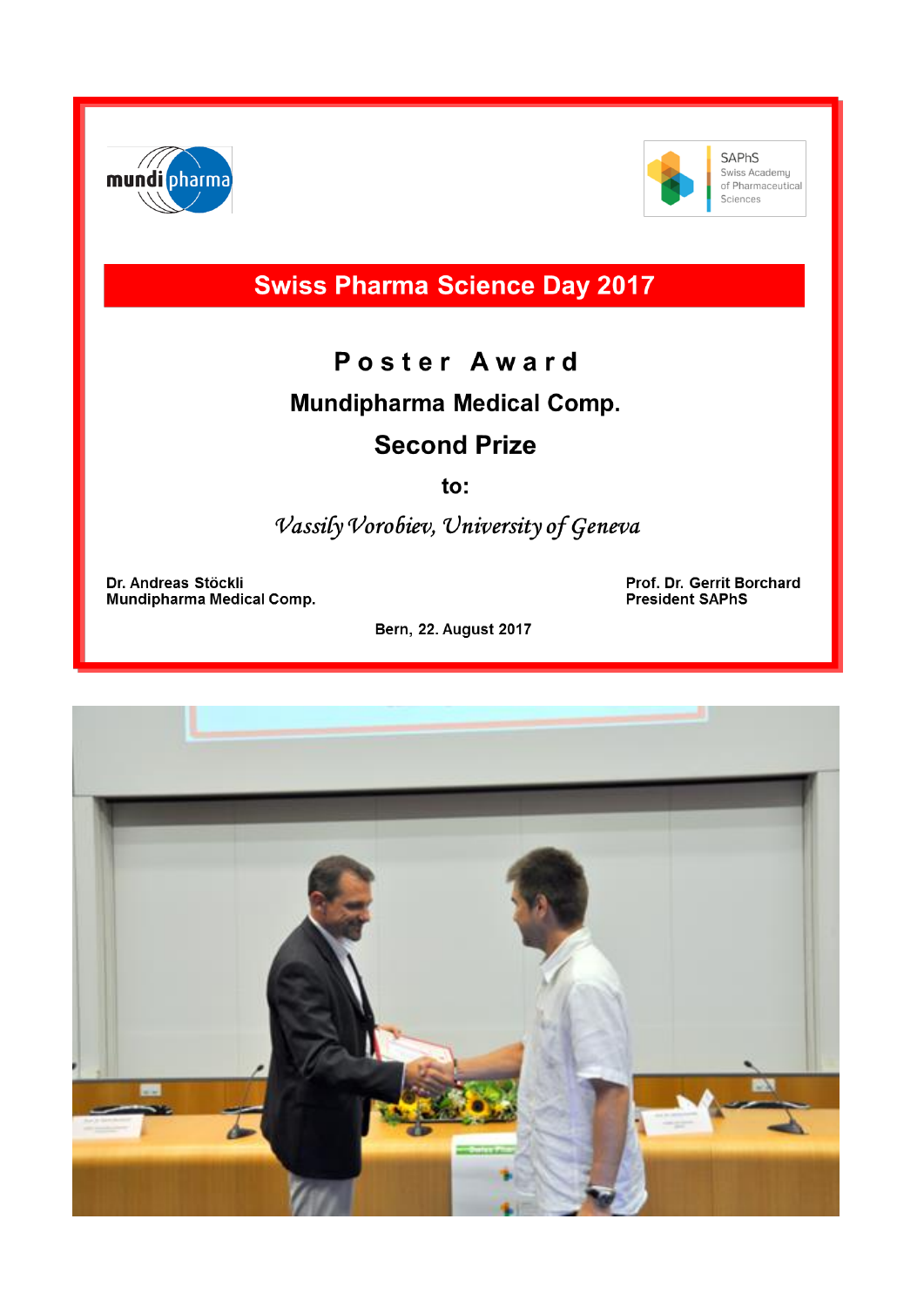mundipharma

SAPhS
Swiss Academy of Pharmaceutical Sciences

# Swiss Pharma Science Day 2017

## Poster Award

### Mundipharma Medical Comp.

### Second Prize

**to:**

*Vassily Vorobiev, University of Geneva*

**Dr. Andreas Stöckli**
**Mundipharma Medical Comp.**

**Prof. Dr. Gerrit Borchard**
**President SAPhS**

**Bern, 22. August 2017**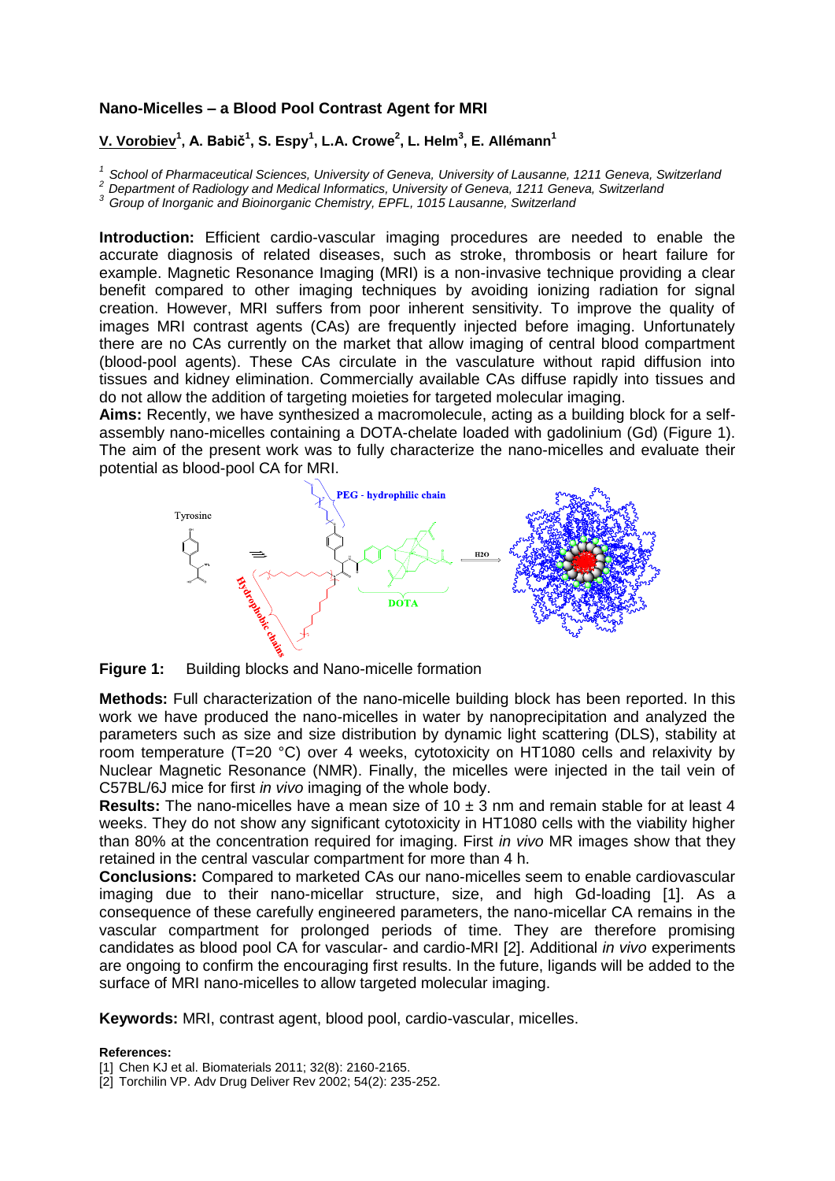## Nano-Micelles – a Blood Pool Contrast Agent for MRI

**V. Vorobiev[1], A. Babič[1], S. Espy[1], L.A. Crowe[2], L. Helm[3], E. Allémann[1]**

[1] School of Pharmaceutical Sciences, University of Geneva, University of Lausanne, 1211 Geneva, Switzerland
[2] Department of Radiology and Medical Informatics, University of Geneva, 1211 Geneva, Switzerland
[3] Group of Inorganic and Bioinorganic Chemistry, EPFL, 1015 Lausanne, Switzerland

**Introduction:** Efficient cardio-vascular imaging procedures are needed to enable the accurate diagnosis of related diseases, such as stroke, thrombosis or heart failure for example. Magnetic Resonance Imaging (MRI) is a non-invasive technique providing a clear benefit compared to other imaging techniques by avoiding ionizing radiation for signal creation. However, MRI suffers from poor inherent sensitivity. To improve the quality of images MRI contrast agents (CAs) are frequently injected before imaging. Unfortunately there are no CAs currently on the market that allow imaging of central blood compartment (blood-pool agents). These CAs circulate in the vasculature without rapid diffusion into tissues and kidney elimination. Commercially available CAs diffuse rapidly into tissues and do not allow the addition of targeting moieties for targeted molecular imaging.

**Aims:** Recently, we have synthesized a macromolecule, acting as a building block for a self-assembly nano-micelles containing a DOTA-chelate loaded with gadolinium (Gd) (Figure 1). The aim of the present work was to fully characterize the nano-micelles and evaluate their potential as blood-pool CA for MRI.

Tyrosine

PEG - hydrophilic chain

Hydrophobic chains

DOTA

H2O

**Figure 1:** Building blocks and Nano-micelle formation

**Methods:** Full characterization of the nano-micelle building block has been reported. In this work we have produced the nano-micelles in water by nanoprecipitation and analyzed the parameters such as size and size distribution by dynamic light scattering (DLS), stability at room temperature (T=20 °C) over 4 weeks, cytotoxicity on HT1080 cells and relaxivity by Nuclear Magnetic Resonance (NMR). Finally, the micelles were injected in the tail vein of C57BL/6J mice for first *in vivo* imaging of the whole body.

**Results:** The nano-micelles have a mean size of $10 \pm 3$ nm and remain stable for at least 4 weeks. They do not show any significant cytotoxicity in HT1080 cells with the viability higher than 80% at the concentration required for imaging. First *in vivo* MR images show that they retained in the central vascular compartment for more than 4 h.

**Conclusions:** Compared to marketed CAs our nano-micelles seem to enable cardiovascular imaging due to their nano-micellar structure, size, and high Gd-loading [1]. As a consequence of these carefully engineered parameters, the nano-micellar CA remains in the vascular compartment for prolonged periods of time. They are therefore promising candidates as blood pool CA for vascular- and cardio-MRI [2]. Additional *in vivo* experiments are ongoing to confirm the encouraging first results. In the future, ligands will be added to the surface of MRI nano-micelles to allow targeted molecular imaging.

**Keywords:** MRI, contrast agent, blood pool, cardio-vascular, micelles.

**References:**

[1] Chen KJ et al. Biomaterials 2011; 32(8): 2160-2165.
[2] Torchilin VP. Adv Drug Deliver Rev 2002; 54(2): 235-252.